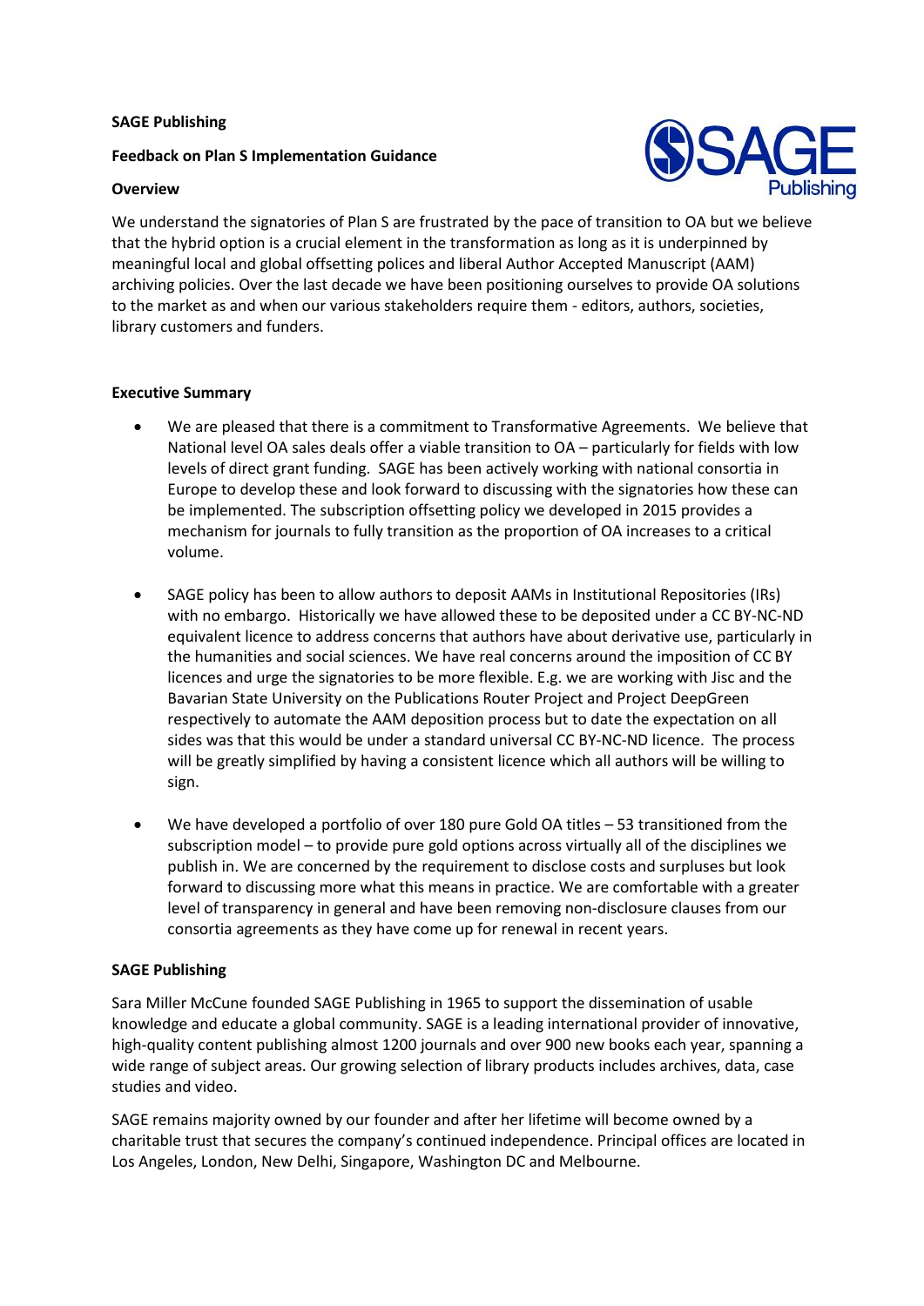**SAGE Publishing**

**Feedback on Plan S Implementation Guidance**

**Overview**

We understand the signatories of Plan S are frustrated by the pace of transition to OA but we believe that the hybrid option is a crucial element in the transformation as long as it is underpinned by meaningful local and global offsetting polices and liberal Author Accepted Manuscript (AAM) archiving policies. Over the last decade we have been positioning ourselves to provide OA solutions to the market as and when our various stakeholders require them - editors, authors, societies, library customers and funders.

**Executive Summary**

- We are pleased that there is a commitment to Transformative Agreements. We believe that National level OA sales deals offer a viable transition to OA – particularly for fields with low levels of direct grant funding. SAGE has been actively working with national consortia in Europe to develop these and look forward to discussing with the signatories how these can be implemented. The subscription offsetting policy we developed in 2015 provides a mechanism for journals to fully transition as the proportion of OA increases to a critical volume.

- SAGE policy has been to allow authors to deposit AAMs in Institutional Repositories (IRs) with no embargo. Historically we have allowed these to be deposited under a CC BY-NC-ND equivalent licence to address concerns that authors have about derivative use, particularly in the humanities and social sciences. We have real concerns around the imposition of CC BY licences and urge the signatories to be more flexible. E.g. we are working with Jisc and the Bavarian State University on the Publications Router Project and Project DeepGreen respectively to automate the AAM deposition process but to date the expectation on all sides was that this would be under a standard universal CC BY-NC-ND licence. The process will be greatly simplified by having a consistent licence which all authors will be willing to sign.

- We have developed a portfolio of over 180 pure Gold OA titles – 53 transitioned from the subscription model – to provide pure gold options across virtually all of the disciplines we publish in. We are concerned by the requirement to disclose costs and surpluses but look forward to discussing more what this means in practice. We are comfortable with a greater level of transparency in general and have been removing non-disclosure clauses from our consortia agreements as they have come up for renewal in recent years.

**SAGE Publishing**

Sara Miller McCune founded SAGE Publishing in 1965 to support the dissemination of usable knowledge and educate a global community. SAGE is a leading international provider of innovative, high-quality content publishing almost 1200 journals and over 900 new books each year, spanning a wide range of subject areas. Our growing selection of library products includes archives, data, case studies and video.

SAGE remains majority owned by our founder and after her lifetime will become owned by a charitable trust that secures the company's continued independence. Principal offices are located in Los Angeles, London, New Delhi, Singapore, Washington DC and Melbourne.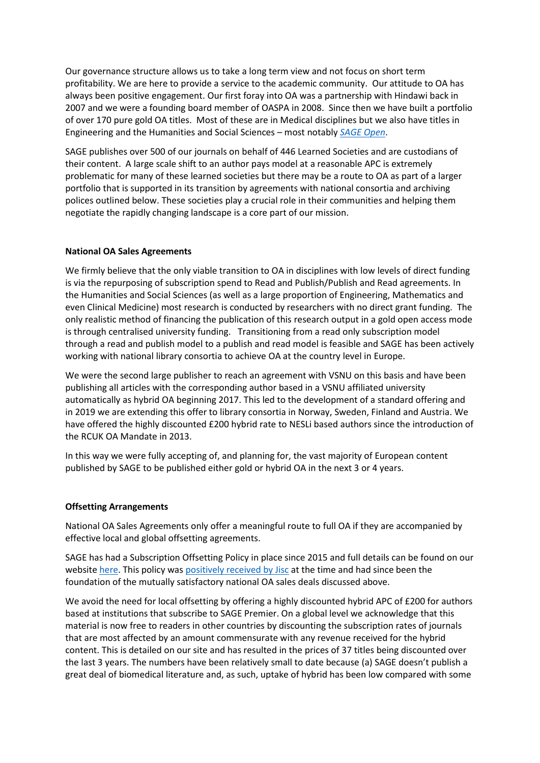Our governance structure allows us to take a long term view and not focus on short term profitability. We are here to provide a service to the academic community. Our attitude to OA has always been positive engagement. Our first foray into OA was a partnership with Hindawi back in 2007 and we were a founding board member of OASPA in 2008. Since then we have built a portfolio of over 170 pure gold OA titles. Most of these are in Medical disciplines but we also have titles in Engineering and the Humanities and Social Sciences – most notably *SAGE Open*.

SAGE publishes over 500 of our journals on behalf of 446 Learned Societies and are custodians of their content. A large scale shift to an author pays model at a reasonable APC is extremely problematic for many of these learned societies but there may be a route to OA as part of a larger portfolio that is supported in its transition by agreements with national consortia and archiving polices outlined below. These societies play a crucial role in their communities and helping them negotiate the rapidly changing landscape is a core part of our mission.

**National OA Sales Agreements**

We firmly believe that the only viable transition to OA in disciplines with low levels of direct funding is via the repurposing of subscription spend to Read and Publish/Publish and Read agreements. In the Humanities and Social Sciences (as well as a large proportion of Engineering, Mathematics and even Clinical Medicine) most research is conducted by researchers with no direct grant funding. The only realistic method of financing the publication of this research output in a gold open access mode is through centralised university funding. Transitioning from a read only subscription model through a read and publish model to a publish and read model is feasible and SAGE has been actively working with national library consortia to achieve OA at the country level in Europe.

We were the second large publisher to reach an agreement with VSNU on this basis and have been publishing all articles with the corresponding author based in a VSNU affiliated university automatically as hybrid OA beginning 2017. This led to the development of a standard offering and in 2019 we are extending this offer to library consortia in Norway, Sweden, Finland and Austria. We have offered the highly discounted £200 hybrid rate to NESLi based authors since the introduction of the RCUK OA Mandate in 2013.

In this way we were fully accepting of, and planning for, the vast majority of European content published by SAGE to be published either gold or hybrid OA in the next 3 or 4 years.

**Offsetting Arrangements**

National OA Sales Agreements only offer a meaningful route to full OA if they are accompanied by effective local and global offsetting agreements.

SAGE has had a Subscription Offsetting Policy in place since 2015 and full details can be found on our website here. This policy was positively received by Jisc at the time and had since been the foundation of the mutually satisfactory national OA sales deals discussed above.

We avoid the need for local offsetting by offering a highly discounted hybrid APC of £200 for authors based at institutions that subscribe to SAGE Premier. On a global level we acknowledge that this material is now free to readers in other countries by discounting the subscription rates of journals that are most affected by an amount commensurate with any revenue received for the hybrid content. This is detailed on our site and has resulted in the prices of 37 titles being discounted over the last 3 years. The numbers have been relatively small to date because (a) SAGE doesn't publish a great deal of biomedical literature and, as such, uptake of hybrid has been low compared with some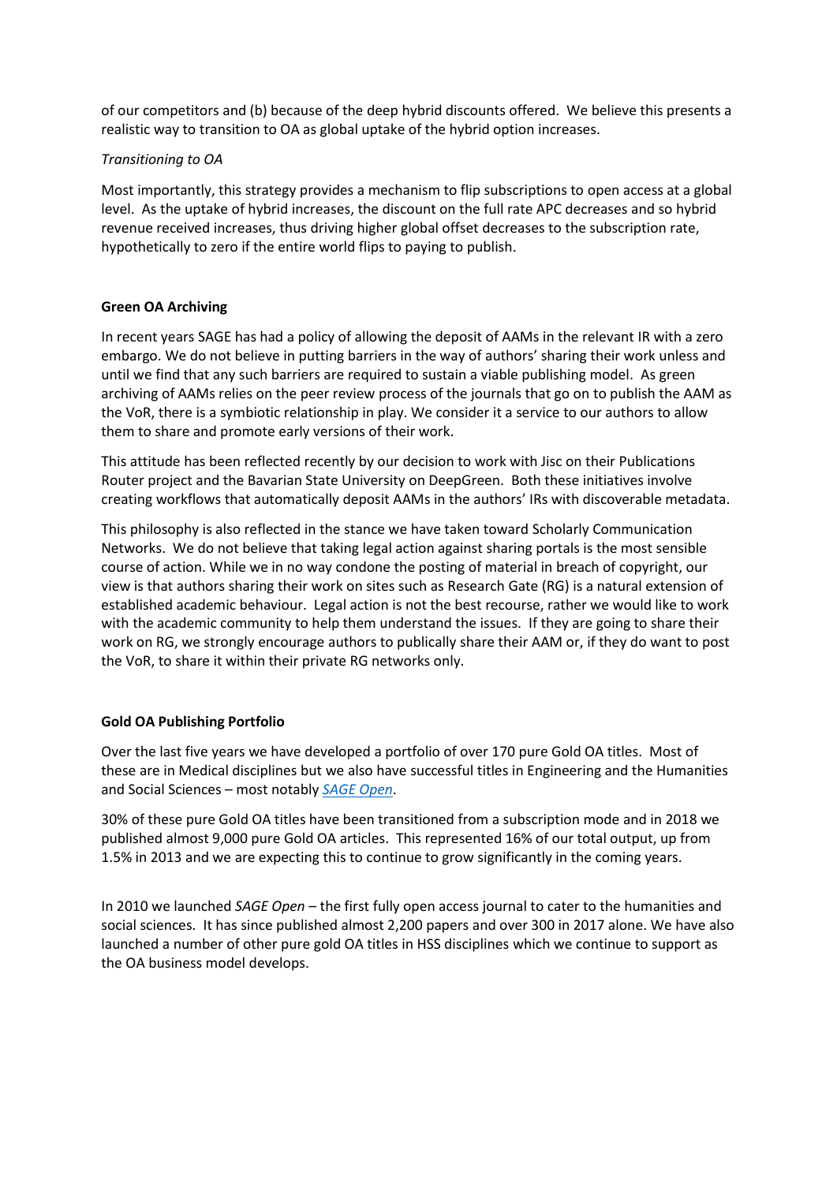of our competitors and (b) because of the deep hybrid discounts offered. We believe this presents a realistic way to transition to OA as global uptake of the hybrid option increases.

*Transitioning to OA*

Most importantly, this strategy provides a mechanism to flip subscriptions to open access at a global level. As the uptake of hybrid increases, the discount on the full rate APC decreases and so hybrid revenue received increases, thus driving higher global offset decreases to the subscription rate, hypothetically to zero if the entire world flips to paying to publish.

**Green OA Archiving**

In recent years SAGE has had a policy of allowing the deposit of AAMs in the relevant IR with a zero embargo. We do not believe in putting barriers in the way of authors' sharing their work unless and until we find that any such barriers are required to sustain a viable publishing model. As green archiving of AAMs relies on the peer review process of the journals that go on to publish the AAM as the VoR, there is a symbiotic relationship in play. We consider it a service to our authors to allow them to share and promote early versions of their work.

This attitude has been reflected recently by our decision to work with Jisc on their Publications Router project and the Bavarian State University on DeepGreen. Both these initiatives involve creating workflows that automatically deposit AAMs in the authors' IRs with discoverable metadata.

This philosophy is also reflected in the stance we have taken toward Scholarly Communication Networks. We do not believe that taking legal action against sharing portals is the most sensible course of action. While we in no way condone the posting of material in breach of copyright, our view is that authors sharing their work on sites such as Research Gate (RG) is a natural extension of established academic behaviour. Legal action is not the best recourse, rather we would like to work with the academic community to help them understand the issues. If they are going to share their work on RG, we strongly encourage authors to publically share their AAM or, if they do want to post the VoR, to share it within their private RG networks only.

**Gold OA Publishing Portfolio**

Over the last five years we have developed a portfolio of over 170 pure Gold OA titles. Most of these are in Medical disciplines but we also have successful titles in Engineering and the Humanities and Social Sciences – most notably *SAGE Open*.

30% of these pure Gold OA titles have been transitioned from a subscription mode and in 2018 we published almost 9,000 pure Gold OA articles. This represented 16% of our total output, up from 1.5% in 2013 and we are expecting this to continue to grow significantly in the coming years.

In 2010 we launched *SAGE Open* – the first fully open access journal to cater to the humanities and social sciences. It has since published almost 2,200 papers and over 300 in 2017 alone. We have also launched a number of other pure gold OA titles in HSS disciplines which we continue to support as the OA business model develops.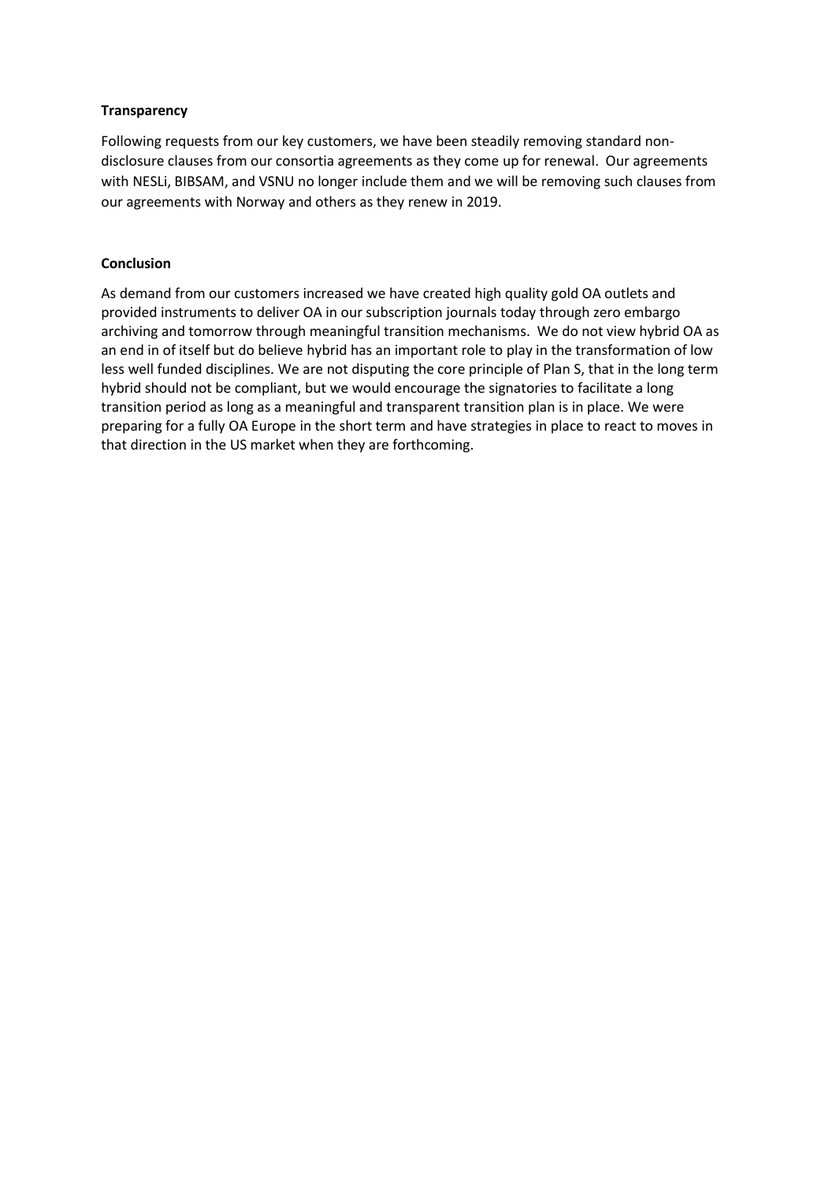**Transparency**

Following requests from our key customers, we have been steadily removing standard non-disclosure clauses from our consortia agreements as they come up for renewal. Our agreements with NESLi, BIBSAM, and VSNU no longer include them and we will be removing such clauses from our agreements with Norway and others as they renew in 2019.

**Conclusion**

As demand from our customers increased we have created high quality gold OA outlets and provided instruments to deliver OA in our subscription journals today through zero embargo archiving and tomorrow through meaningful transition mechanisms. We do not view hybrid OA as an end in of itself but do believe hybrid has an important role to play in the transformation of low less well funded disciplines. We are not disputing the core principle of Plan S, that in the long term hybrid should not be compliant, but we would encourage the signatories to facilitate a long transition period as long as a meaningful and transparent transition plan is in place. We were preparing for a fully OA Europe in the short term and have strategies in place to react to moves in that direction in the US market when they are forthcoming.